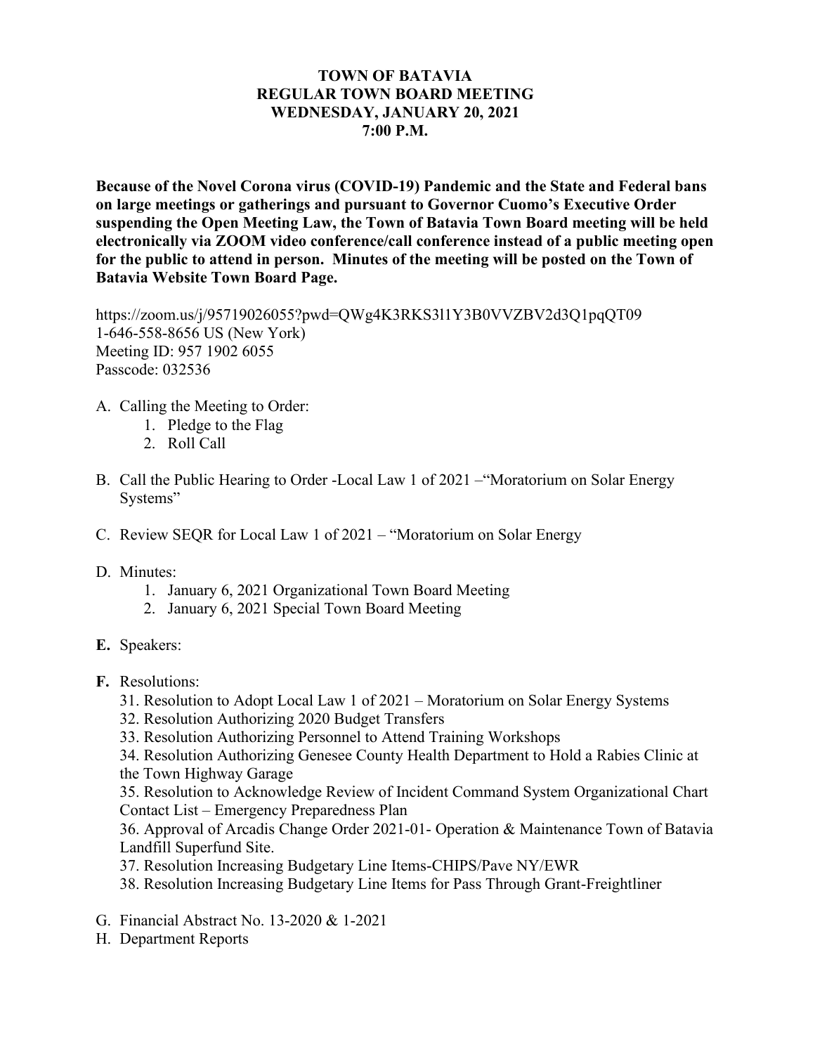**TOWN OF BATAVIA**
**REGULAR TOWN BOARD MEETING**
**WEDNESDAY, JANUARY 20, 2021**
**7:00 P.M.**

**Because of the Novel Corona virus (COVID-19) Pandemic and the State and Federal bans on large meetings or gatherings and pursuant to Governor Cuomo's Executive Order suspending the Open Meeting Law, the Town of Batavia Town Board meeting will be held electronically via ZOOM video conference/call conference instead of a public meeting open for the public to attend in person. Minutes of the meeting will be posted on the Town of Batavia Website Town Board Page.**

https://zoom.us/j/95719026055?pwd=QWg4K3RKS3l1Y3B0VVZBV2d3Q1pqQT09
1-646-558-8656 US (New York)
Meeting ID: 957 1902 6055
Passcode: 032536

A. Calling the Meeting to Order:
   1. Pledge to the Flag
   2. Roll Call

B. Call the Public Hearing to Order -Local Law 1 of 2021 –"Moratorium on Solar Energy Systems"

C. Review SEQR for Local Law 1 of 2021 – "Moratorium on Solar Energy

D. Minutes:
   1. January 6, 2021 Organizational Town Board Meeting
   2. January 6, 2021 Special Town Board Meeting

**E.** Speakers:

**F.** Resolutions:
   31. Resolution to Adopt Local Law 1 of 2021 – Moratorium on Solar Energy Systems
   32. Resolution Authorizing 2020 Budget Transfers
   33. Resolution Authorizing Personnel to Attend Training Workshops
   34. Resolution Authorizing Genesee County Health Department to Hold a Rabies Clinic at the Town Highway Garage
   35. Resolution to Acknowledge Review of Incident Command System Organizational Chart Contact List – Emergency Preparedness Plan
   36. Approval of Arcadis Change Order 2021-01- Operation & Maintenance Town of Batavia Landfill Superfund Site.
   37. Resolution Increasing Budgetary Line Items-CHIPS/Pave NY/EWR
   38. Resolution Increasing Budgetary Line Items for Pass Through Grant-Freightliner

G. Financial Abstract No. 13-2020 & 1-2021

H. Department Reports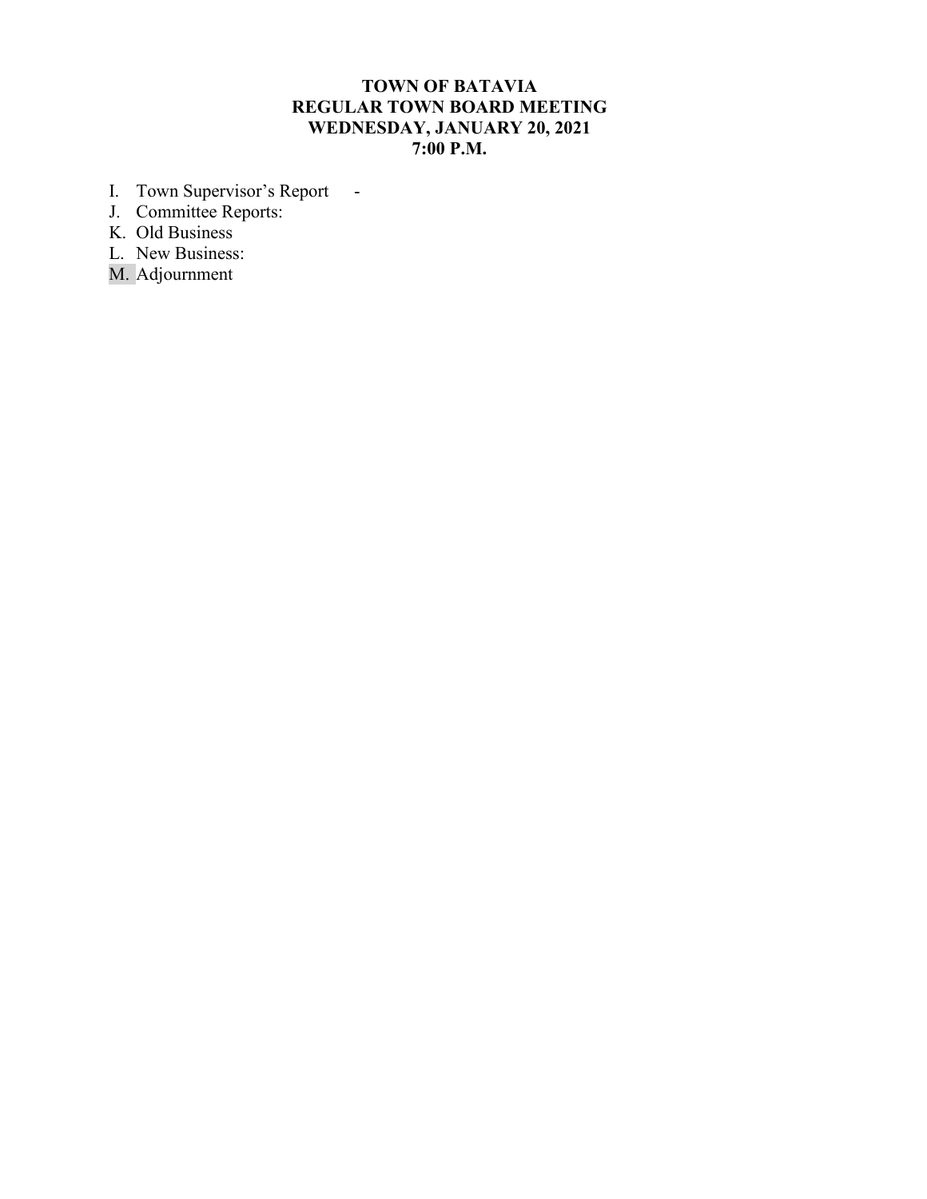**TOWN OF BATAVIA**
**REGULAR TOWN BOARD MEETING**
**WEDNESDAY, JANUARY 20, 2021**
**7:00 P.M.**

I. Town Supervisor's Report -
J. Committee Reports:
K. Old Business
L. New Business:
M. Adjournment